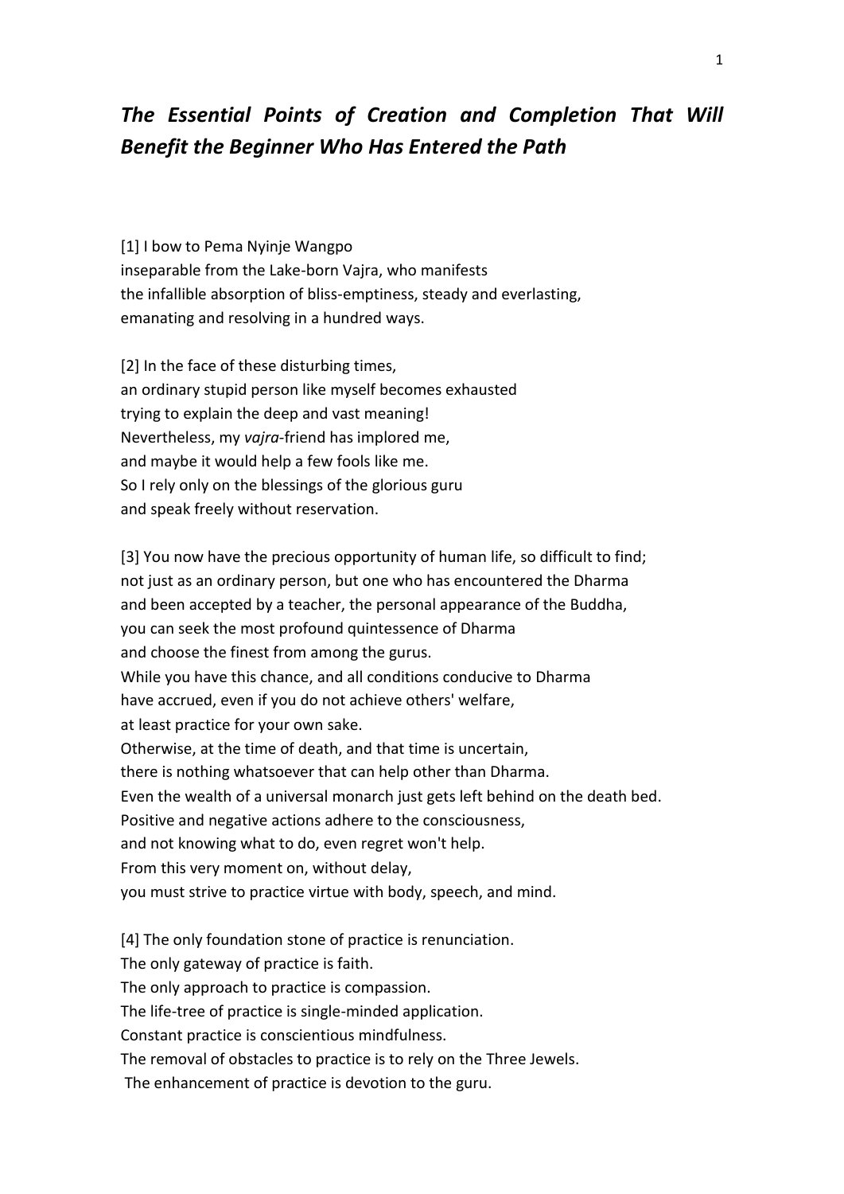# *The Essential Points of Creation and Completion That Will Benefit the Beginner Who Has Entered the Path*

[1] I bow to Pema Nyinje Wangpo
inseparable from the Lake-born Vajra, who manifests
the infallible absorption of bliss-emptiness, steady and everlasting,
emanating and resolving in a hundred ways.

[2] In the face of these disturbing times,
an ordinary stupid person like myself becomes exhausted
trying to explain the deep and vast meaning!
Nevertheless, my *vajra*-friend has implored me,
and maybe it would help a few fools like me.
So I rely only on the blessings of the glorious guru
and speak freely without reservation.

[3] You now have the precious opportunity of human life, so difficult to find;
not just as an ordinary person, but one who has encountered the Dharma
and been accepted by a teacher, the personal appearance of the Buddha,
you can seek the most profound quintessence of Dharma
and choose the finest from among the gurus.
While you have this chance, and all conditions conducive to Dharma
have accrued, even if you do not achieve others' welfare,
at least practice for your own sake.
Otherwise, at the time of death, and that time is uncertain,
there is nothing whatsoever that can help other than Dharma.
Even the wealth of a universal monarch just gets left behind on the death bed.
Positive and negative actions adhere to the consciousness,
and not knowing what to do, even regret won't help.
From this very moment on, without delay,
you must strive to practice virtue with body, speech, and mind.

[4] The only foundation stone of practice is renunciation.
The only gateway of practice is faith.
The only approach to practice is compassion.
The life-tree of practice is single-minded application.
Constant practice is conscientious mindfulness.
The removal of obstacles to practice is to rely on the Three Jewels.
The enhancement of practice is devotion to the guru.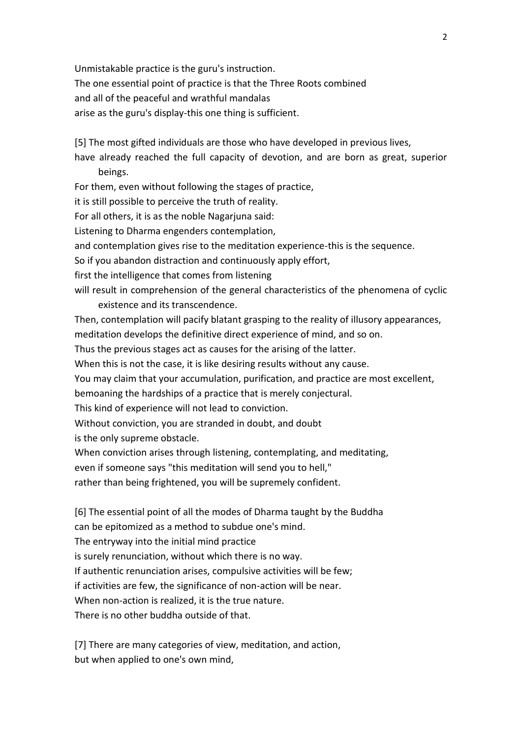Unmistakable practice is the guru's instruction.
The one essential point of practice is that the Three Roots combined
and all of the peaceful and wrathful mandalas
arise as the guru's display-this one thing is sufficient.

[5] The most gifted individuals are those who have developed in previous lives,
have already reached the full capacity of devotion, and are born as great, superior beings.
For them, even without following the stages of practice,
it is still possible to perceive the truth of reality.
For all others, it is as the noble Nagarjuna said:
Listening to Dharma engenders contemplation,
and contemplation gives rise to the meditation experience-this is the sequence.
So if you abandon distraction and continuously apply effort,
first the intelligence that comes from listening
will result in comprehension of the general characteristics of the phenomena of cyclic existence and its transcendence.
Then, contemplation will pacify blatant grasping to the reality of illusory appearances,
meditation develops the definitive direct experience of mind, and so on.
Thus the previous stages act as causes for the arising of the latter.
When this is not the case, it is like desiring results without any cause.
You may claim that your accumulation, purification, and practice are most excellent,
bemoaning the hardships of a practice that is merely conjectural.
This kind of experience will not lead to conviction.
Without conviction, you are stranded in doubt, and doubt
is the only supreme obstacle.
When conviction arises through listening, contemplating, and meditating,
even if someone says "this meditation will send you to hell,"
rather than being frightened, you will be supremely confident.

[6] The essential point of all the modes of Dharma taught by the Buddha
can be epitomized as a method to subdue one's mind.
The entryway into the initial mind practice
is surely renunciation, without which there is no way.
If authentic renunciation arises, compulsive activities will be few;
if activities are few, the significance of non-action will be near.
When non-action is realized, it is the true nature.
There is no other buddha outside of that.

[7] There are many categories of view, meditation, and action,
but when applied to one's own mind,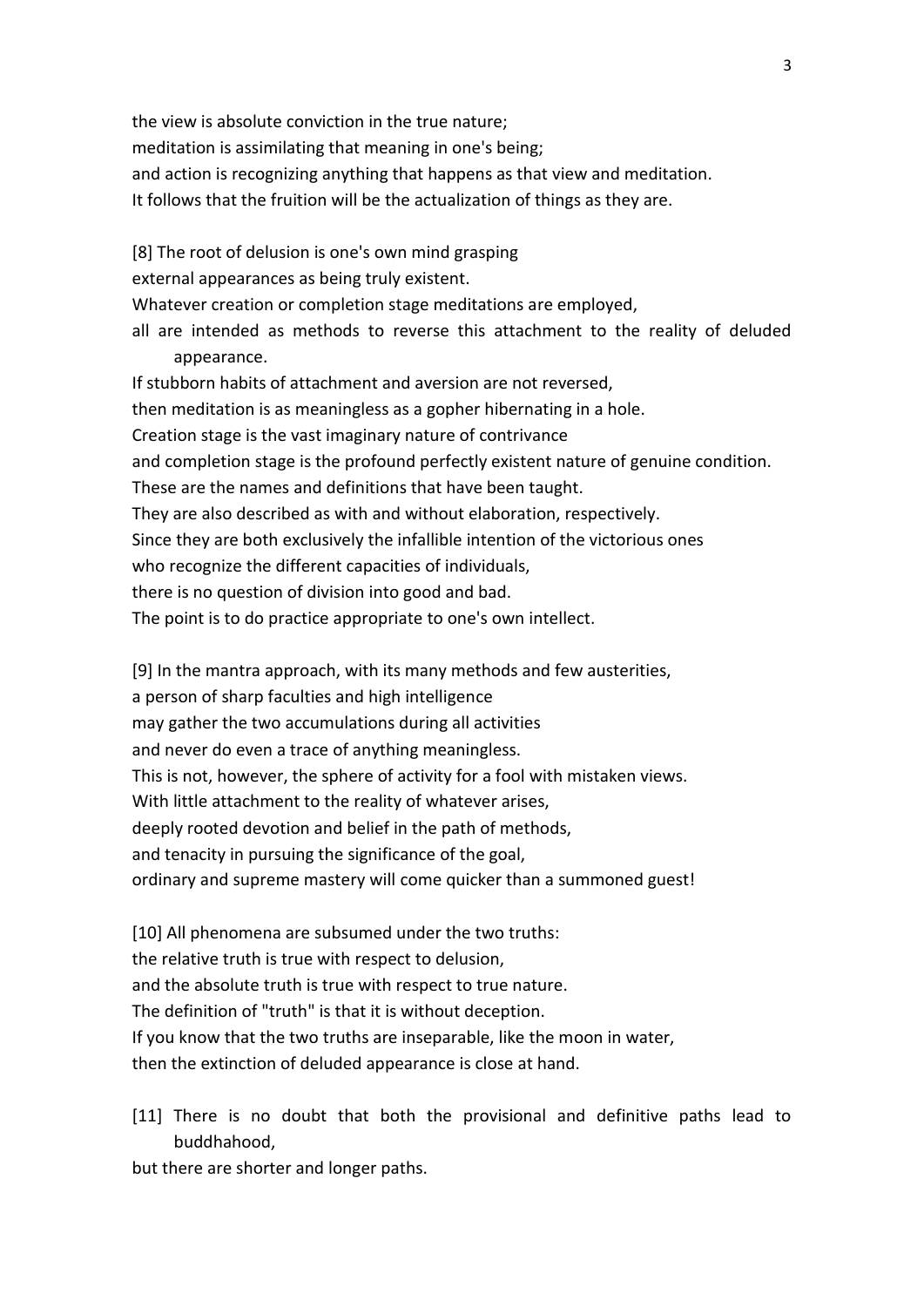the view is absolute conviction in the true nature;
meditation is assimilating that meaning in one's being;
and action is recognizing anything that happens as that view and meditation.
It follows that the fruition will be the actualization of things as they are.

[8] The root of delusion is one's own mind grasping
external appearances as being truly existent.
Whatever creation or completion stage meditations are employed,
all are intended as methods to reverse this attachment to the reality of deluded appearance.
If stubborn habits of attachment and aversion are not reversed,
then meditation is as meaningless as a gopher hibernating in a hole.
Creation stage is the vast imaginary nature of contrivance
and completion stage is the profound perfectly existent nature of genuine condition.
These are the names and definitions that have been taught.
They are also described as with and without elaboration, respectively.
Since they are both exclusively the infallible intention of the victorious ones
who recognize the different capacities of individuals,
there is no question of division into good and bad.
The point is to do practice appropriate to one's own intellect.

[9] In the mantra approach, with its many methods and few austerities,
a person of sharp faculties and high intelligence
may gather the two accumulations during all activities
and never do even a trace of anything meaningless.
This is not, however, the sphere of activity for a fool with mistaken views.
With little attachment to the reality of whatever arises,
deeply rooted devotion and belief in the path of methods,
and tenacity in pursuing the significance of the goal,
ordinary and supreme mastery will come quicker than a summoned guest!

[10] All phenomena are subsumed under the two truths:
the relative truth is true with respect to delusion,
and the absolute truth is true with respect to true nature.
The definition of "truth" is that it is without deception.
If you know that the two truths are inseparable, like the moon in water,
then the extinction of deluded appearance is close at hand.

[11] There is no doubt that both the provisional and definitive paths lead to buddhahood,
but there are shorter and longer paths.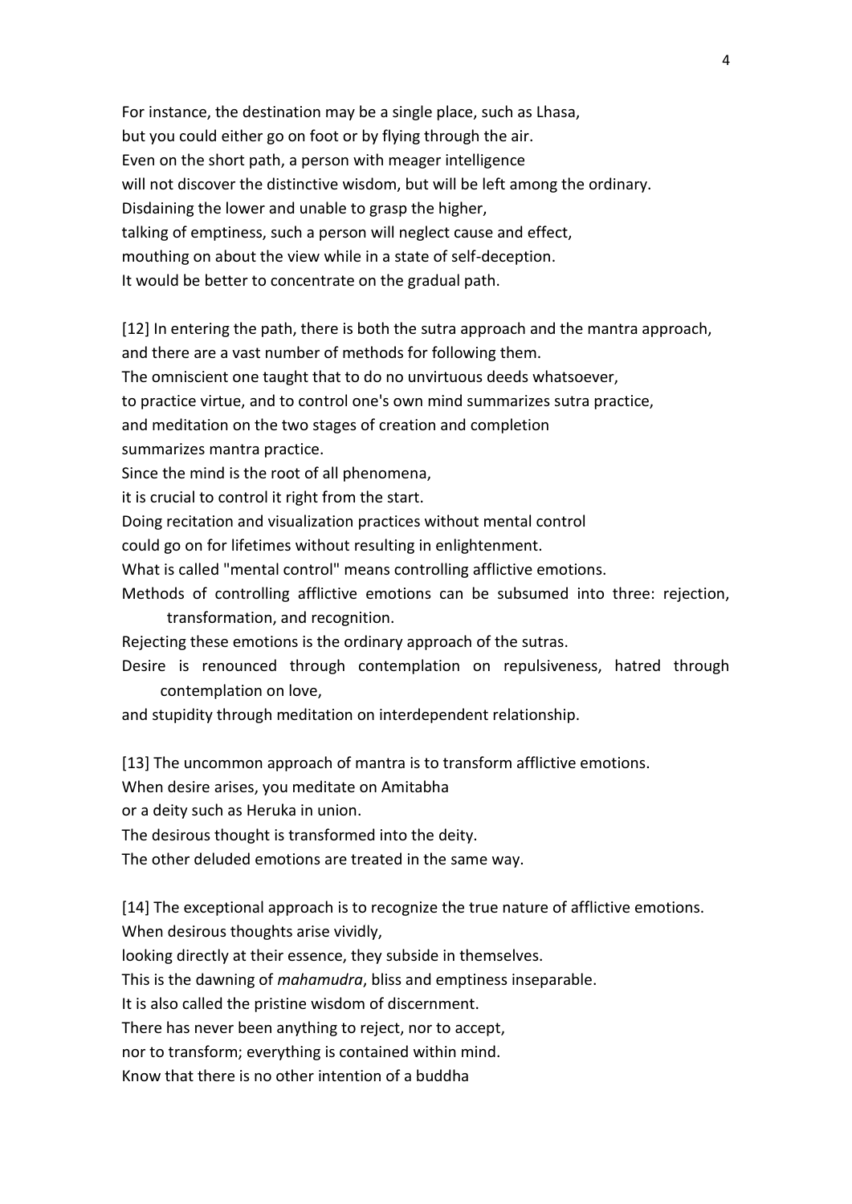For instance, the destination may be a single place, such as Lhasa,
but you could either go on foot or by flying through the air.
Even on the short path, a person with meager intelligence
will not discover the distinctive wisdom, but will be left among the ordinary.
Disdaining the lower and unable to grasp the higher,
talking of emptiness, such a person will neglect cause and effect,
mouthing on about the view while in a state of self-deception.
It would be better to concentrate on the gradual path.

[12] In entering the path, there is both the sutra approach and the mantra approach,
and there are a vast number of methods for following them.
The omniscient one taught that to do no unvirtuous deeds whatsoever,
to practice virtue, and to control one's own mind summarizes sutra practice,
and meditation on the two stages of creation and completion
summarizes mantra practice.
Since the mind is the root of all phenomena,
it is crucial to control it right from the start.
Doing recitation and visualization practices without mental control
could go on for lifetimes without resulting in enlightenment.
What is called "mental control" means controlling afflictive emotions.
Methods of controlling afflictive emotions can be subsumed into three: rejection, transformation, and recognition.
Rejecting these emotions is the ordinary approach of the sutras.
Desire is renounced through contemplation on repulsiveness, hatred through contemplation on love,
and stupidity through meditation on interdependent relationship.

[13] The uncommon approach of mantra is to transform afflictive emotions.
When desire arises, you meditate on Amitabha
or a deity such as Heruka in union.
The desirous thought is transformed into the deity.
The other deluded emotions are treated in the same way.

[14] The exceptional approach is to recognize the true nature of afflictive emotions.
When desirous thoughts arise vividly,
looking directly at their essence, they subside in themselves.
This is the dawning of *mahamudra*, bliss and emptiness inseparable.
It is also called the pristine wisdom of discernment.
There has never been anything to reject, nor to accept,
nor to transform; everything is contained within mind.
Know that there is no other intention of a buddha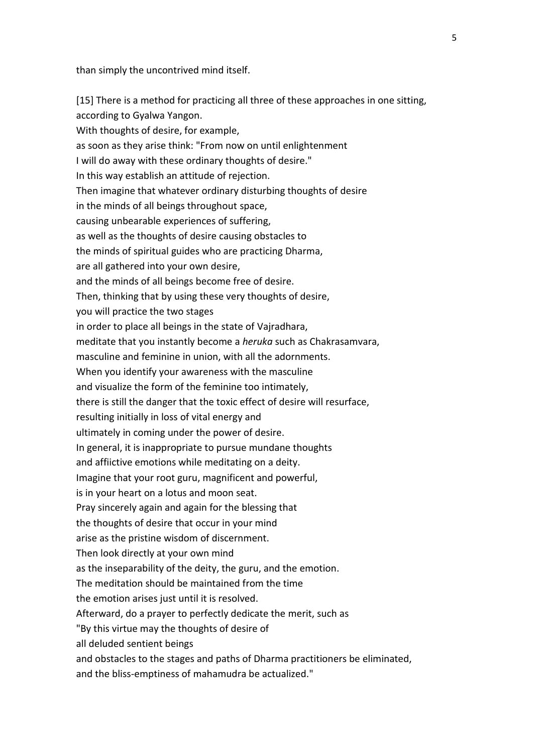than simply the uncontrived mind itself.

[15] There is a method for practicing all three of these approaches in one sitting,
according to Gyalwa Yangon.
With thoughts of desire, for example,
as soon as they arise think: "From now on until enlightenment
I will do away with these ordinary thoughts of desire."
In this way establish an attitude of rejection.
Then imagine that whatever ordinary disturbing thoughts of desire
in the minds of all beings throughout space,
causing unbearable experiences of suffering,
as well as the thoughts of desire causing obstacles to
the minds of spiritual guides who are practicing Dharma,
are all gathered into your own desire,
and the minds of all beings become free of desire.
Then, thinking that by using these very thoughts of desire,
you will practice the two stages
in order to place all beings in the state of Vajradhara,
meditate that you instantly become a *heruka* such as Chakrasamvara,
masculine and feminine in union, with all the adornments.
When you identify your awareness with the masculine
and visualize the form of the feminine too intimately,
there is still the danger that the toxic effect of desire will resurface,
resulting initially in loss of vital energy and
ultimately in coming under the power of desire.
In general, it is inappropriate to pursue mundane thoughts
and affiictive emotions while meditating on a deity.
Imagine that your root guru, magnificent and powerful,
is in your heart on a lotus and moon seat.
Pray sincerely again and again for the blessing that
the thoughts of desire that occur in your mind
arise as the pristine wisdom of discernment.
Then look directly at your own mind
as the inseparability of the deity, the guru, and the emotion.
The meditation should be maintained from the time
the emotion arises just until it is resolved.
Afterward, do a prayer to perfectly dedicate the merit, such as
"By this virtue may the thoughts of desire of
all deluded sentient beings
and obstacles to the stages and paths of Dharma practitioners be eliminated,
and the bliss-emptiness of mahamudra be actualized."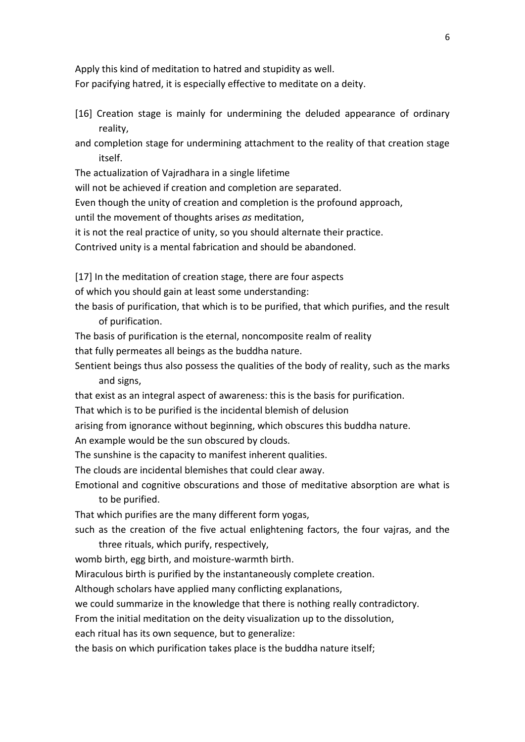Apply this kind of meditation to hatred and stupidity as well.
For pacifying hatred, it is especially effective to meditate on a deity.

[16] Creation stage is mainly for undermining the deluded appearance of ordinary reality,
and completion stage for undermining attachment to the reality of that creation stage itself.
The actualization of Vajradhara in a single lifetime
will not be achieved if creation and completion are separated.
Even though the unity of creation and completion is the profound approach,
until the movement of thoughts arises *as* meditation,
it is not the real practice of unity, so you should alternate their practice.
Contrived unity is a mental fabrication and should be abandoned.

[17] In the meditation of creation stage, there are four aspects
of which you should gain at least some understanding:
the basis of purification, that which is to be purified, that which purifies, and the result of purification.
The basis of purification is the eternal, noncomposite realm of reality
that fully permeates all beings as the buddha nature.
Sentient beings thus also possess the qualities of the body of reality, such as the marks and signs,
that exist as an integral aspect of awareness: this is the basis for purification.
That which is to be purified is the incidental blemish of delusion
arising from ignorance without beginning, which obscures this buddha nature.
An example would be the sun obscured by clouds.
The sunshine is the capacity to manifest inherent qualities.
The clouds are incidental blemishes that could clear away.
Emotional and cognitive obscurations and those of meditative absorption are what is to be purified.
That which purifies are the many different form yogas,
such as the creation of the five actual enlightening factors, the four vajras, and the three rituals, which purify, respectively,
womb birth, egg birth, and moisture-warmth birth.
Miraculous birth is purified by the instantaneously complete creation.
Although scholars have applied many conflicting explanations,
we could summarize in the knowledge that there is nothing really contradictory.
From the initial meditation on the deity visualization up to the dissolution,
each ritual has its own sequence, but to generalize:
the basis on which purification takes place is the buddha nature itself;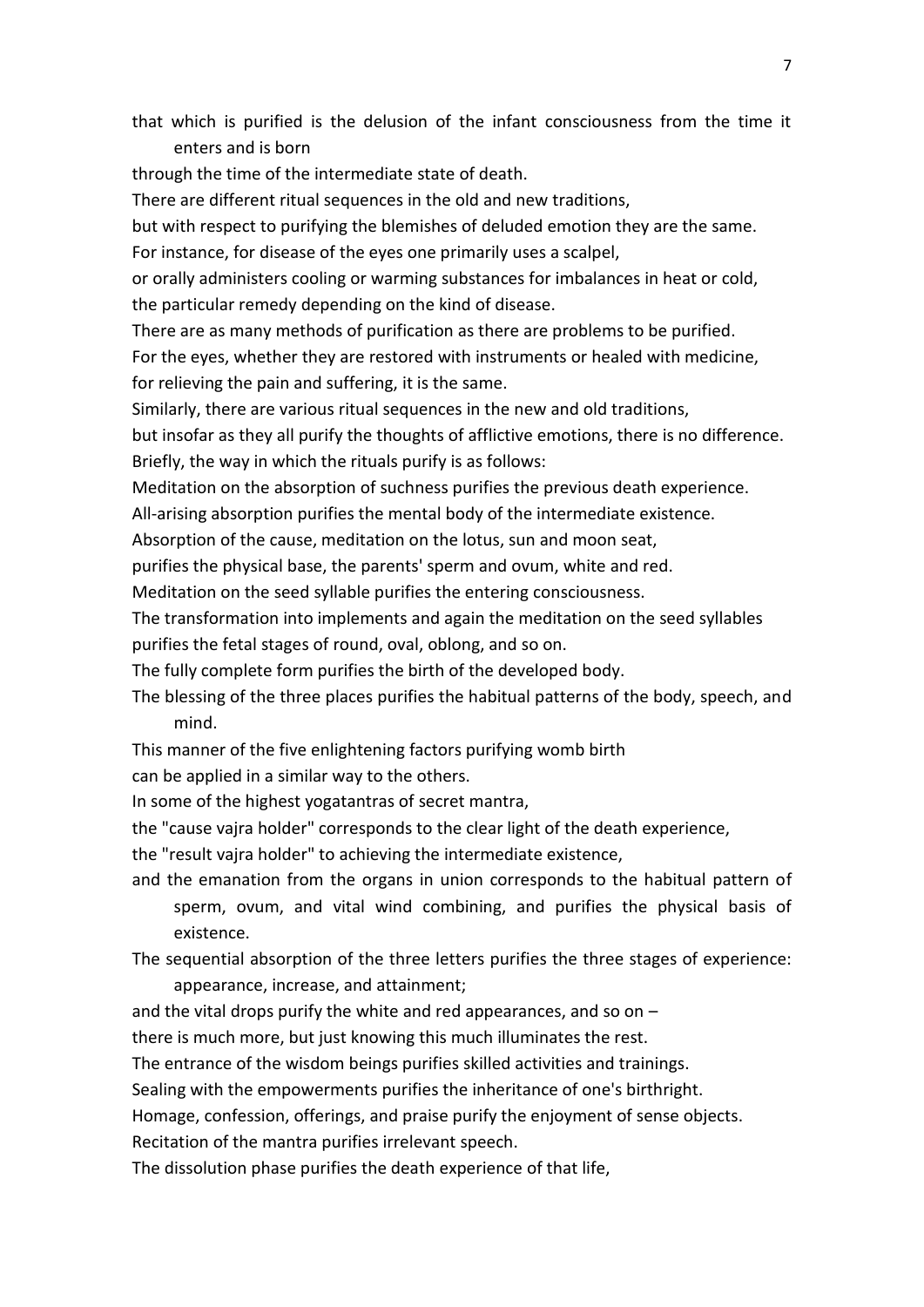that which is purified is the delusion of the infant consciousness from the time it enters and is born

through the time of the intermediate state of death.

There are different ritual sequences in the old and new traditions,

but with respect to purifying the blemishes of deluded emotion they are the same.

For instance, for disease of the eyes one primarily uses a scalpel,

or orally administers cooling or warming substances for imbalances in heat or cold,

the particular remedy depending on the kind of disease.

There are as many methods of purification as there are problems to be purified.

For the eyes, whether they are restored with instruments or healed with medicine,

for relieving the pain and suffering, it is the same.

Similarly, there are various ritual sequences in the new and old traditions,

but insofar as they all purify the thoughts of afflictive emotions, there is no difference.

Briefly, the way in which the rituals purify is as follows:

Meditation on the absorption of suchness purifies the previous death experience.

All-arising absorption purifies the mental body of the intermediate existence.

Absorption of the cause, meditation on the lotus, sun and moon seat,

purifies the physical base, the parents' sperm and ovum, white and red.

Meditation on the seed syllable purifies the entering consciousness.

The transformation into implements and again the meditation on the seed syllables

purifies the fetal stages of round, oval, oblong, and so on.

The fully complete form purifies the birth of the developed body.

The blessing of the three places purifies the habitual patterns of the body, speech, and mind.

This manner of the five enlightening factors purifying womb birth

can be applied in a similar way to the others.

In some of the highest yogatantras of secret mantra,

the "cause vajra holder" corresponds to the clear light of the death experience,

the "result vajra holder" to achieving the intermediate existence,

and the emanation from the organs in union corresponds to the habitual pattern of sperm, ovum, and vital wind combining, and purifies the physical basis of existence.

The sequential absorption of the three letters purifies the three stages of experience: appearance, increase, and attainment;

and the vital drops purify the white and red appearances, and so on –

there is much more, but just knowing this much illuminates the rest.

The entrance of the wisdom beings purifies skilled activities and trainings.

Sealing with the empowerments purifies the inheritance of one's birthright.

Homage, confession, offerings, and praise purify the enjoyment of sense objects.

Recitation of the mantra purifies irrelevant speech.

The dissolution phase purifies the death experience of that life,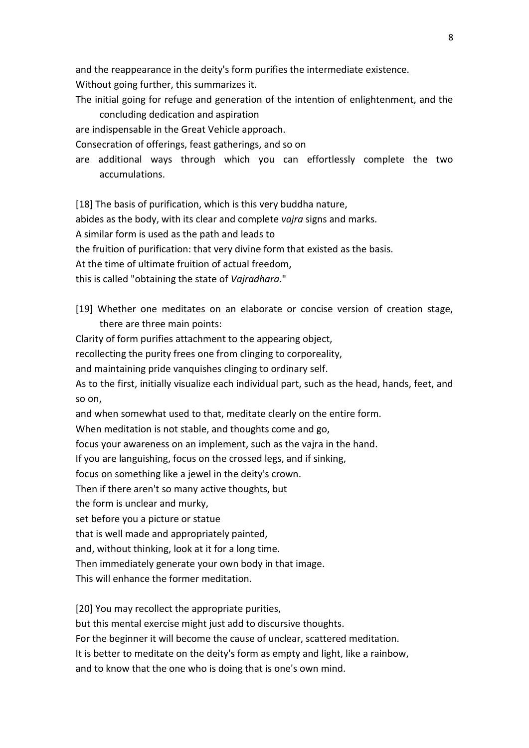and the reappearance in the deity's form purifies the intermediate existence.
Without going further, this summarizes it.
The initial going for refuge and generation of the intention of enlightenment, and the concluding dedication and aspiration
are indispensable in the Great Vehicle approach.
Consecration of offerings, feast gatherings, and so on
are additional ways through which you can effortlessly complete the two accumulations.

[18] The basis of purification, which is this very buddha nature,
abides as the body, with its clear and complete *vajra* signs and marks.
A similar form is used as the path and leads to
the fruition of purification: that very divine form that existed as the basis.
At the time of ultimate fruition of actual freedom,
this is called "obtaining the state of *Vajradhara*."

[19] Whether one meditates on an elaborate or concise version of creation stage, there are three main points:
Clarity of form purifies attachment to the appearing object,
recollecting the purity frees one from clinging to corporeality,
and maintaining pride vanquishes clinging to ordinary self.
As to the first, initially visualize each individual part, such as the head, hands, feet, and so on,
and when somewhat used to that, meditate clearly on the entire form.
When meditation is not stable, and thoughts come and go,
focus your awareness on an implement, such as the vajra in the hand.
If you are languishing, focus on the crossed legs, and if sinking,
focus on something like a jewel in the deity's crown.
Then if there aren't so many active thoughts, but
the form is unclear and murky,
set before you a picture or statue
that is well made and appropriately painted,
and, without thinking, look at it for a long time.
Then immediately generate your own body in that image.
This will enhance the former meditation.

[20] You may recollect the appropriate purities,
but this mental exercise might just add to discursive thoughts.
For the beginner it will become the cause of unclear, scattered meditation.
It is better to meditate on the deity's form as empty and light, like a rainbow,
and to know that the one who is doing that is one's own mind.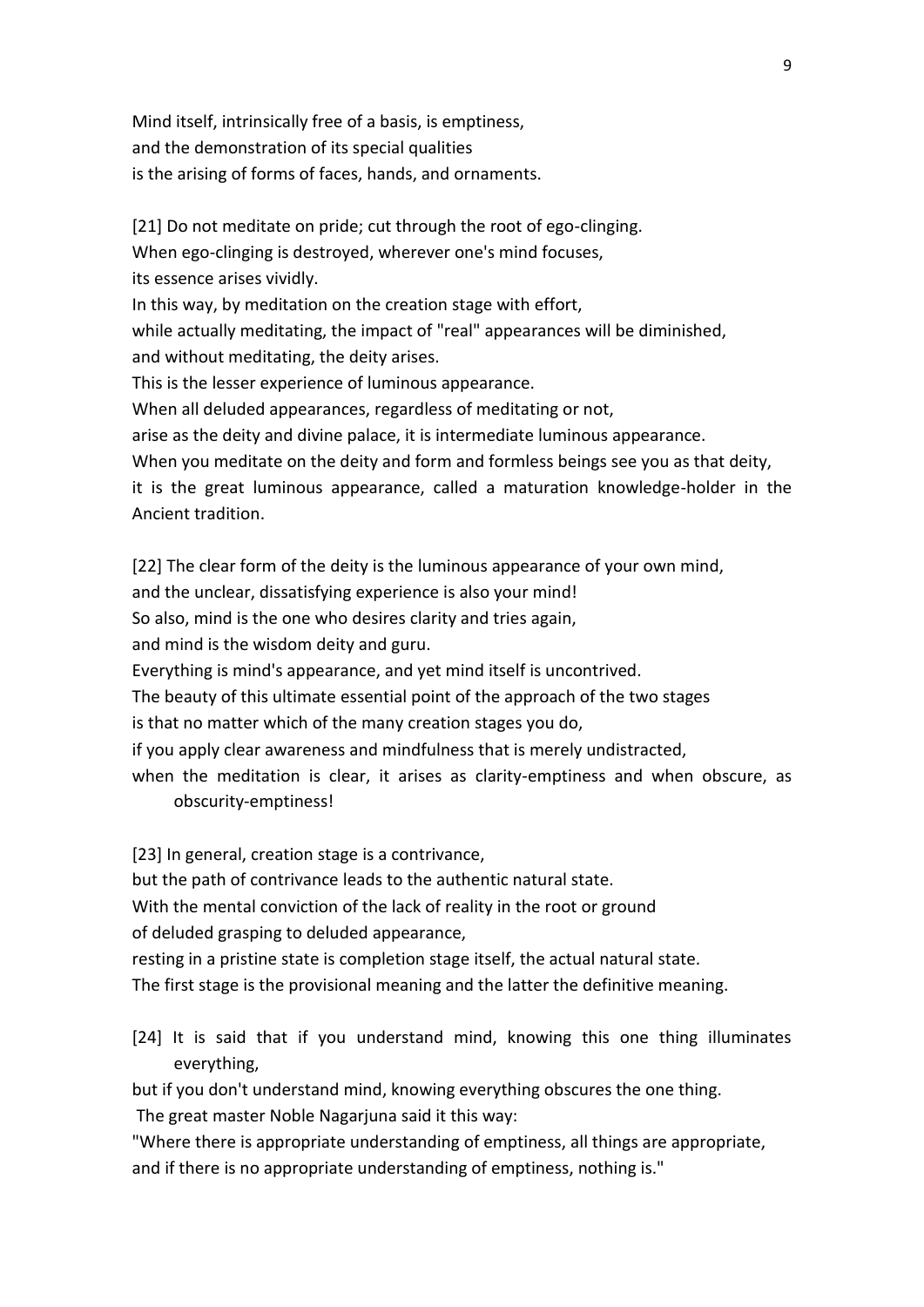Mind itself, intrinsically free of a basis, is emptiness,
and the demonstration of its special qualities
is the arising of forms of faces, hands, and ornaments.

[21] Do not meditate on pride; cut through the root of ego-clinging.
When ego-clinging is destroyed, wherever one's mind focuses,
its essence arises vividly.
In this way, by meditation on the creation stage with effort,
while actually meditating, the impact of "real" appearances will be diminished,
and without meditating, the deity arises.
This is the lesser experience of luminous appearance.
When all deluded appearances, regardless of meditating or not,
arise as the deity and divine palace, it is intermediate luminous appearance.
When you meditate on the deity and form and formless beings see you as that deity,
it is the great luminous appearance, called a maturation knowledge-holder in the Ancient tradition.

[22] The clear form of the deity is the luminous appearance of your own mind,
and the unclear, dissatisfying experience is also your mind!
So also, mind is the one who desires clarity and tries again,
and mind is the wisdom deity and guru.
Everything is mind's appearance, and yet mind itself is uncontrived.
The beauty of this ultimate essential point of the approach of the two stages
is that no matter which of the many creation stages you do,
if you apply clear awareness and mindfulness that is merely undistracted,
when the meditation is clear, it arises as clarity-emptiness and when obscure, as obscurity-emptiness!

[23] In general, creation stage is a contrivance,
but the path of contrivance leads to the authentic natural state.
With the mental conviction of the lack of reality in the root or ground
of deluded grasping to deluded appearance,
resting in a pristine state is completion stage itself, the actual natural state.
The first stage is the provisional meaning and the latter the definitive meaning.

[24] It is said that if you understand mind, knowing this one thing illuminates everything,
but if you don't understand mind, knowing everything obscures the one thing.
The great master Noble Nagarjuna said it this way:
"Where there is appropriate understanding of emptiness, all things are appropriate,
and if there is no appropriate understanding of emptiness, nothing is."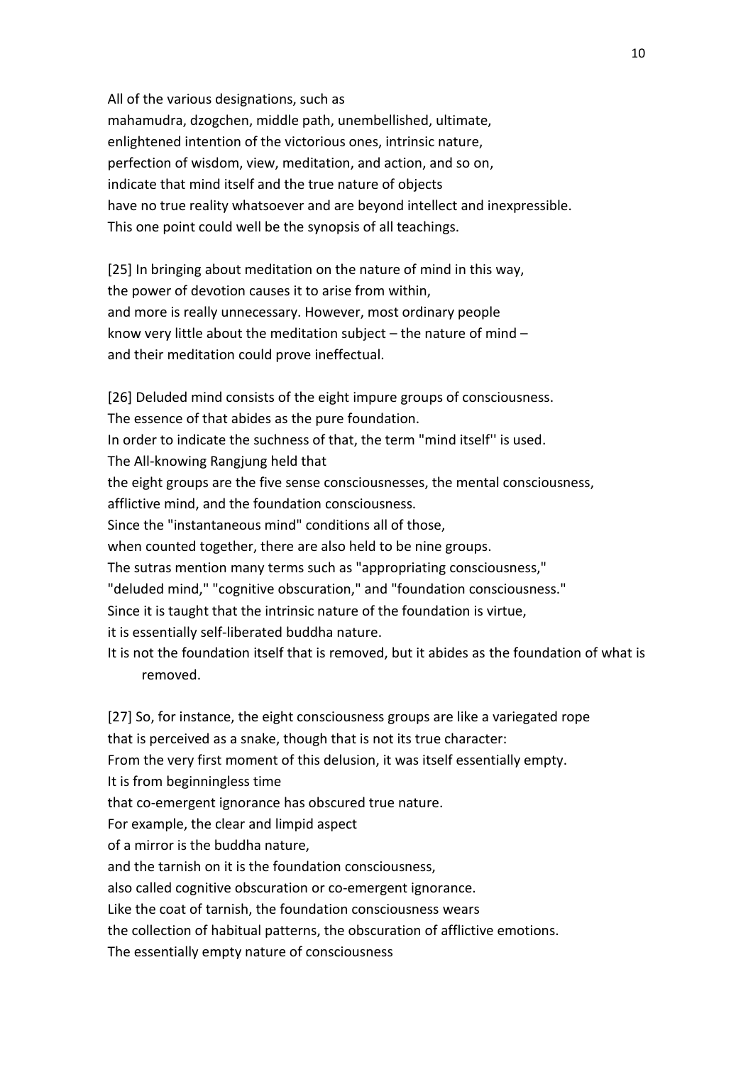All of the various designations, such as
mahamudra, dzogchen, middle path, unembellished, ultimate,
enlightened intention of the victorious ones, intrinsic nature,
perfection of wisdom, view, meditation, and action, and so on,
indicate that mind itself and the true nature of objects
have no true reality whatsoever and are beyond intellect and inexpressible.
This one point could well be the synopsis of all teachings.

[25] In bringing about meditation on the nature of mind in this way,
the power of devotion causes it to arise from within,
and more is really unnecessary. However, most ordinary people
know very little about the meditation subject – the nature of mind –
and their meditation could prove ineffectual.

[26] Deluded mind consists of the eight impure groups of consciousness.
The essence of that abides as the pure foundation.
In order to indicate the suchness of that, the term "mind itself'' is used.
The All-knowing Rangjung held that
the eight groups are the five sense consciousnesses, the mental consciousness,
afflictive mind, and the foundation consciousness.
Since the "instantaneous mind" conditions all of those,
when counted together, there are also held to be nine groups.
The sutras mention many terms such as "appropriating consciousness,"
"deluded mind," "cognitive obscuration," and "foundation consciousness."
Since it is taught that the intrinsic nature of the foundation is virtue,
it is essentially self-liberated buddha nature.
It is not the foundation itself that is removed, but it abides as the foundation of what is removed.

[27] So, for instance, the eight consciousness groups are like a variegated rope
that is perceived as a snake, though that is not its true character:
From the very first moment of this delusion, it was itself essentially empty.
It is from beginningless time
that co-emergent ignorance has obscured true nature.
For example, the clear and limpid aspect
of a mirror is the buddha nature,
and the tarnish on it is the foundation consciousness,
also called cognitive obscuration or co-emergent ignorance.
Like the coat of tarnish, the foundation consciousness wears
the collection of habitual patterns, the obscuration of afflictive emotions.
The essentially empty nature of consciousness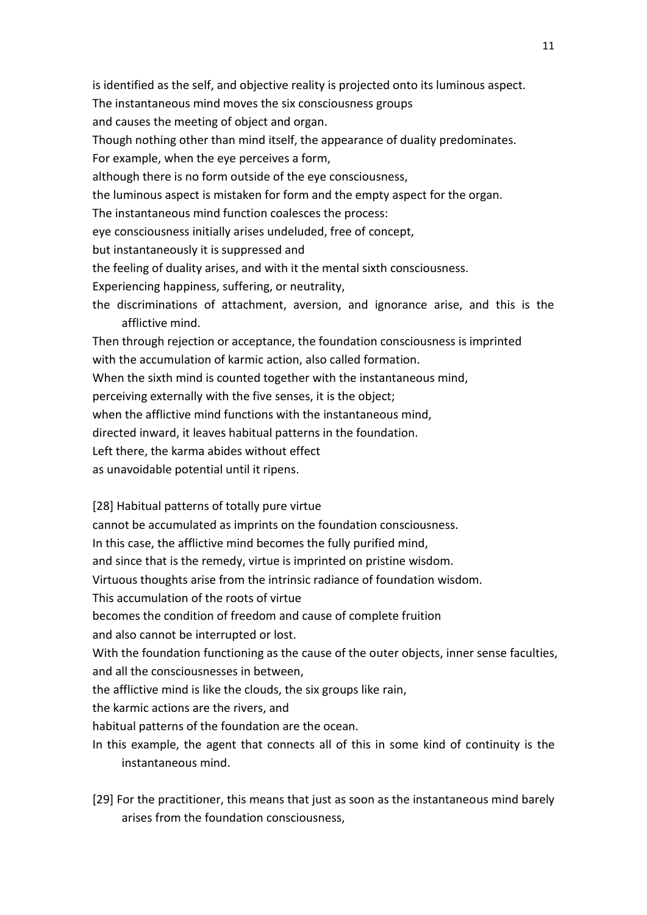is identified as the self, and objective reality is projected onto its luminous aspect.
The instantaneous mind moves the six consciousness groups
and causes the meeting of object and organ.
Though nothing other than mind itself, the appearance of duality predominates.
For example, when the eye perceives a form,
although there is no form outside of the eye consciousness,
the luminous aspect is mistaken for form and the empty aspect for the organ.
The instantaneous mind function coalesces the process:
eye consciousness initially arises undeluded, free of concept,
but instantaneously it is suppressed and
the feeling of duality arises, and with it the mental sixth consciousness.
Experiencing happiness, suffering, or neutrality,
the discriminations of attachment, aversion, and ignorance arise, and this is the afflictive mind.
Then through rejection or acceptance, the foundation consciousness is imprinted
with the accumulation of karmic action, also called formation.
When the sixth mind is counted together with the instantaneous mind,
perceiving externally with the five senses, it is the object;
when the afflictive mind functions with the instantaneous mind,
directed inward, it leaves habitual patterns in the foundation.
Left there, the karma abides without effect
as unavoidable potential until it ripens.

[28] Habitual patterns of totally pure virtue
cannot be accumulated as imprints on the foundation consciousness.
In this case, the afflictive mind becomes the fully purified mind,
and since that is the remedy, virtue is imprinted on pristine wisdom.
Virtuous thoughts arise from the intrinsic radiance of foundation wisdom.
This accumulation of the roots of virtue
becomes the condition of freedom and cause of complete fruition
and also cannot be interrupted or lost.
With the foundation functioning as the cause of the outer objects, inner sense faculties, and all the consciousnesses in between,
the afflictive mind is like the clouds, the six groups like rain,
the karmic actions are the rivers, and
habitual patterns of the foundation are the ocean.
In this example, the agent that connects all of this in some kind of continuity is the instantaneous mind.

[29] For the practitioner, this means that just as soon as the instantaneous mind barely arises from the foundation consciousness,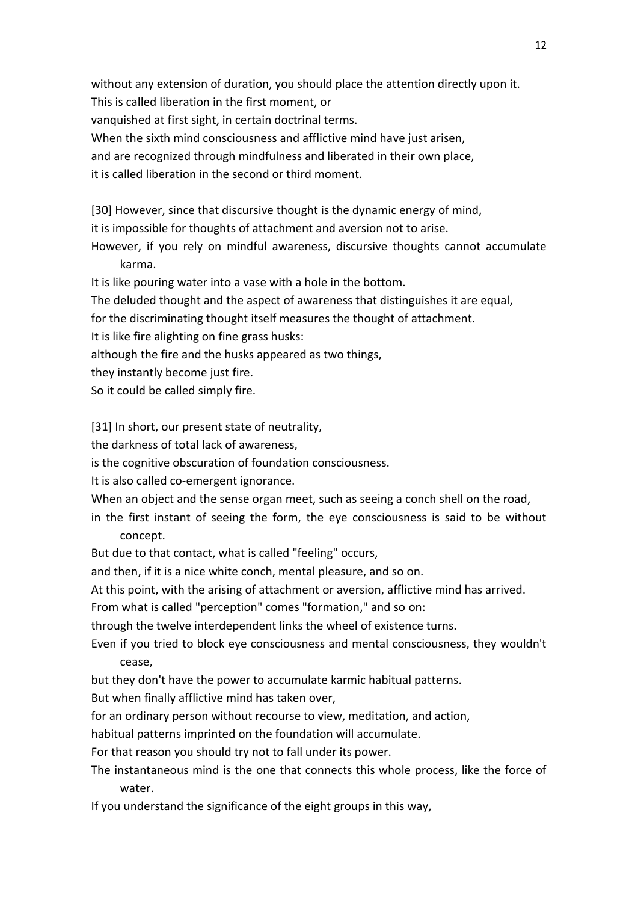without any extension of duration, you should place the attention directly upon it.
This is called liberation in the first moment, or
vanquished at first sight, in certain doctrinal terms.
When the sixth mind consciousness and afflictive mind have just arisen,
and are recognized through mindfulness and liberated in their own place,
it is called liberation in the second or third moment.

[30] However, since that discursive thought is the dynamic energy of mind,
it is impossible for thoughts of attachment and aversion not to arise.
However, if you rely on mindful awareness, discursive thoughts cannot accumulate karma.
It is like pouring water into a vase with a hole in the bottom.
The deluded thought and the aspect of awareness that distinguishes it are equal,
for the discriminating thought itself measures the thought of attachment.
It is like fire alighting on fine grass husks:
although the fire and the husks appeared as two things,
they instantly become just fire.
So it could be called simply fire.

[31] In short, our present state of neutrality,
the darkness of total lack of awareness,
is the cognitive obscuration of foundation consciousness.
It is also called co-emergent ignorance.
When an object and the sense organ meet, such as seeing a conch shell on the road,
in the first instant of seeing the form, the eye consciousness is said to be without concept.
But due to that contact, what is called "feeling" occurs,
and then, if it is a nice white conch, mental pleasure, and so on.
At this point, with the arising of attachment or aversion, afflictive mind has arrived.
From what is called "perception" comes "formation," and so on:
through the twelve interdependent links the wheel of existence turns.
Even if you tried to block eye consciousness and mental consciousness, they wouldn't cease,
but they don't have the power to accumulate karmic habitual patterns.
But when finally afflictive mind has taken over,
for an ordinary person without recourse to view, meditation, and action,
habitual patterns imprinted on the foundation will accumulate.
For that reason you should try not to fall under its power.
The instantaneous mind is the one that connects this whole process, like the force of water.
If you understand the significance of the eight groups in this way,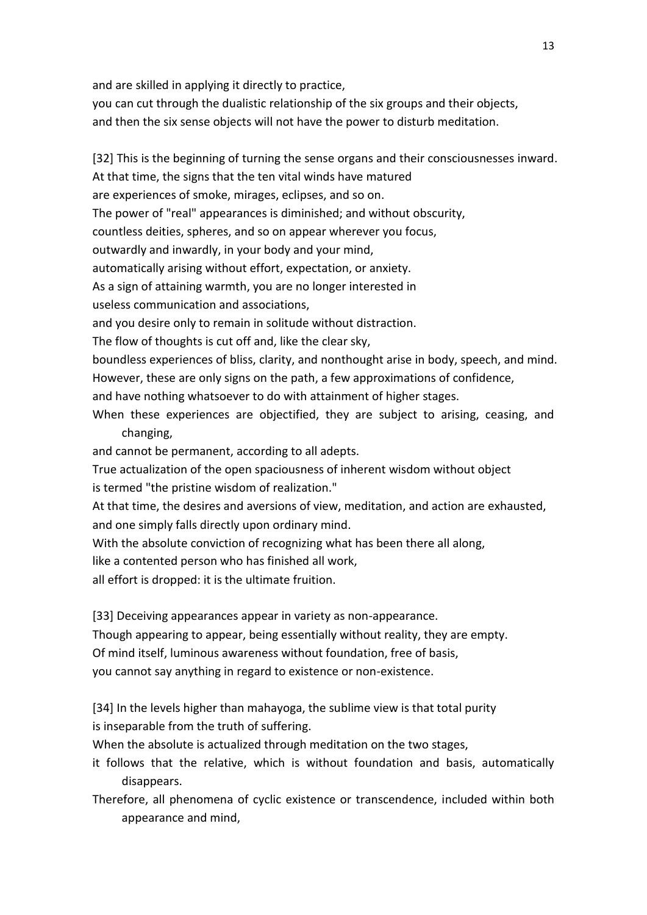and are skilled in applying it directly to practice,
you can cut through the dualistic relationship of the six groups and their objects,
and then the six sense objects will not have the power to disturb meditation.

[32] This is the beginning of turning the sense organs and their consciousnesses inward.
At that time, the signs that the ten vital winds have matured
are experiences of smoke, mirages, eclipses, and so on.
The power of "real" appearances is diminished; and without obscurity,
countless deities, spheres, and so on appear wherever you focus,
outwardly and inwardly, in your body and your mind,
automatically arising without effort, expectation, or anxiety.
As a sign of attaining warmth, you are no longer interested in
useless communication and associations,
and you desire only to remain in solitude without distraction.
The flow of thoughts is cut off and, like the clear sky,
boundless experiences of bliss, clarity, and nonthought arise in body, speech, and mind.
However, these are only signs on the path, a few approximations of confidence,
and have nothing whatsoever to do with attainment of higher stages.
When these experiences are objectified, they are subject to arising, ceasing, and changing,
and cannot be permanent, according to all adepts.
True actualization of the open spaciousness of inherent wisdom without object
is termed "the pristine wisdom of realization."
At that time, the desires and aversions of view, meditation, and action are exhausted,
and one simply falls directly upon ordinary mind.
With the absolute conviction of recognizing what has been there all along,
like a contented person who has finished all work,
all effort is dropped: it is the ultimate fruition.

[33] Deceiving appearances appear in variety as non-appearance.
Though appearing to appear, being essentially without reality, they are empty.
Of mind itself, luminous awareness without foundation, free of basis,
you cannot say anything in regard to existence or non-existence.

[34] In the levels higher than mahayoga, the sublime view is that total purity
is inseparable from the truth of suffering.
When the absolute is actualized through meditation on the two stages,
it follows that the relative, which is without foundation and basis, automatically disappears.
Therefore, all phenomena of cyclic existence or transcendence, included within both appearance and mind,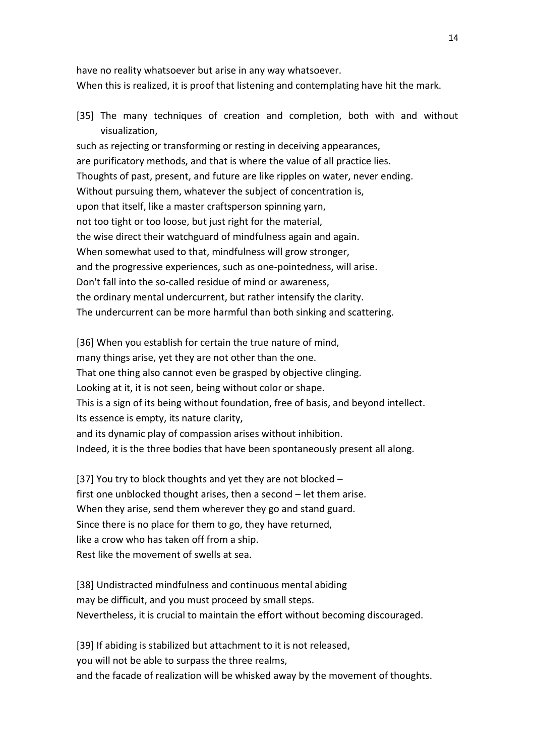have no reality whatsoever but arise in any way whatsoever.
When this is realized, it is proof that listening and contemplating have hit the mark.

[35] The many techniques of creation and completion, both with and without visualization,
such as rejecting or transforming or resting in deceiving appearances,
are purificatory methods, and that is where the value of all practice lies.
Thoughts of past, present, and future are like ripples on water, never ending.
Without pursuing them, whatever the subject of concentration is,
upon that itself, like a master craftsperson spinning yarn,
not too tight or too loose, but just right for the material,
the wise direct their watchguard of mindfulness again and again.
When somewhat used to that, mindfulness will grow stronger,
and the progressive experiences, such as one-pointedness, will arise.
Don't fall into the so-called residue of mind or awareness,
the ordinary mental undercurrent, but rather intensify the clarity.
The undercurrent can be more harmful than both sinking and scattering.

[36] When you establish for certain the true nature of mind,
many things arise, yet they are not other than the one.
That one thing also cannot even be grasped by objective clinging.
Looking at it, it is not seen, being without color or shape.
This is a sign of its being without foundation, free of basis, and beyond intellect.
Its essence is empty, its nature clarity,
and its dynamic play of compassion arises without inhibition.
Indeed, it is the three bodies that have been spontaneously present all along.

[37] You try to block thoughts and yet they are not blocked –
first one unblocked thought arises, then a second – let them arise.
When they arise, send them wherever they go and stand guard.
Since there is no place for them to go, they have returned,
like a crow who has taken off from a ship.
Rest like the movement of swells at sea.

[38] Undistracted mindfulness and continuous mental abiding
may be difficult, and you must proceed by small steps.
Nevertheless, it is crucial to maintain the effort without becoming discouraged.

[39] If abiding is stabilized but attachment to it is not released,
you will not be able to surpass the three realms,
and the facade of realization will be whisked away by the movement of thoughts.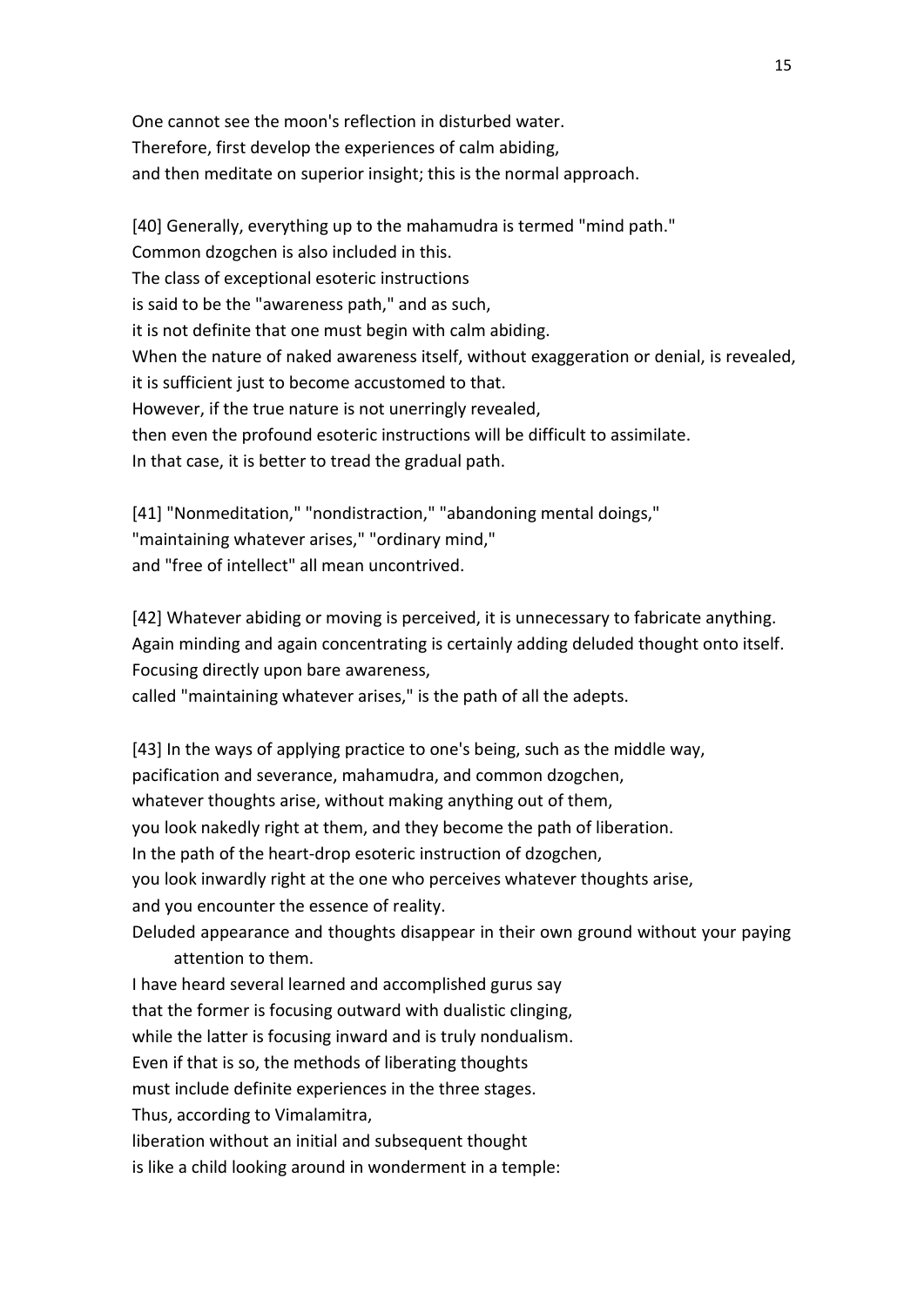One cannot see the moon's reflection in disturbed water.
Therefore, first develop the experiences of calm abiding,
and then meditate on superior insight; this is the normal approach.

[40] Generally, everything up to the mahamudra is termed "mind path."
Common dzogchen is also included in this.
The class of exceptional esoteric instructions
is said to be the "awareness path," and as such,
it is not definite that one must begin with calm abiding.
When the nature of naked awareness itself, without exaggeration or denial, is revealed,
it is sufficient just to become accustomed to that.
However, if the true nature is not unerringly revealed,
then even the profound esoteric instructions will be difficult to assimilate.
In that case, it is better to tread the gradual path.

[41] "Nonmeditation," "nondistraction," "abandoning mental doings,"
"maintaining whatever arises," "ordinary mind,"
and "free of intellect" all mean uncontrived.

[42] Whatever abiding or moving is perceived, it is unnecessary to fabricate anything.
Again minding and again concentrating is certainly adding deluded thought onto itself.
Focusing directly upon bare awareness,
called "maintaining whatever arises," is the path of all the adepts.

[43] In the ways of applying practice to one's being, such as the middle way,
pacification and severance, mahamudra, and common dzogchen,
whatever thoughts arise, without making anything out of them,
you look nakedly right at them, and they become the path of liberation.
In the path of the heart-drop esoteric instruction of dzogchen,
you look inwardly right at the one who perceives whatever thoughts arise,
and you encounter the essence of reality.
Deluded appearance and thoughts disappear in their own ground without your paying attention to them.
I have heard several learned and accomplished gurus say
that the former is focusing outward with dualistic clinging,
while the latter is focusing inward and is truly nondualism.
Even if that is so, the methods of liberating thoughts
must include definite experiences in the three stages.
Thus, according to Vimalamitra,
liberation without an initial and subsequent thought
is like a child looking around in wonderment in a temple: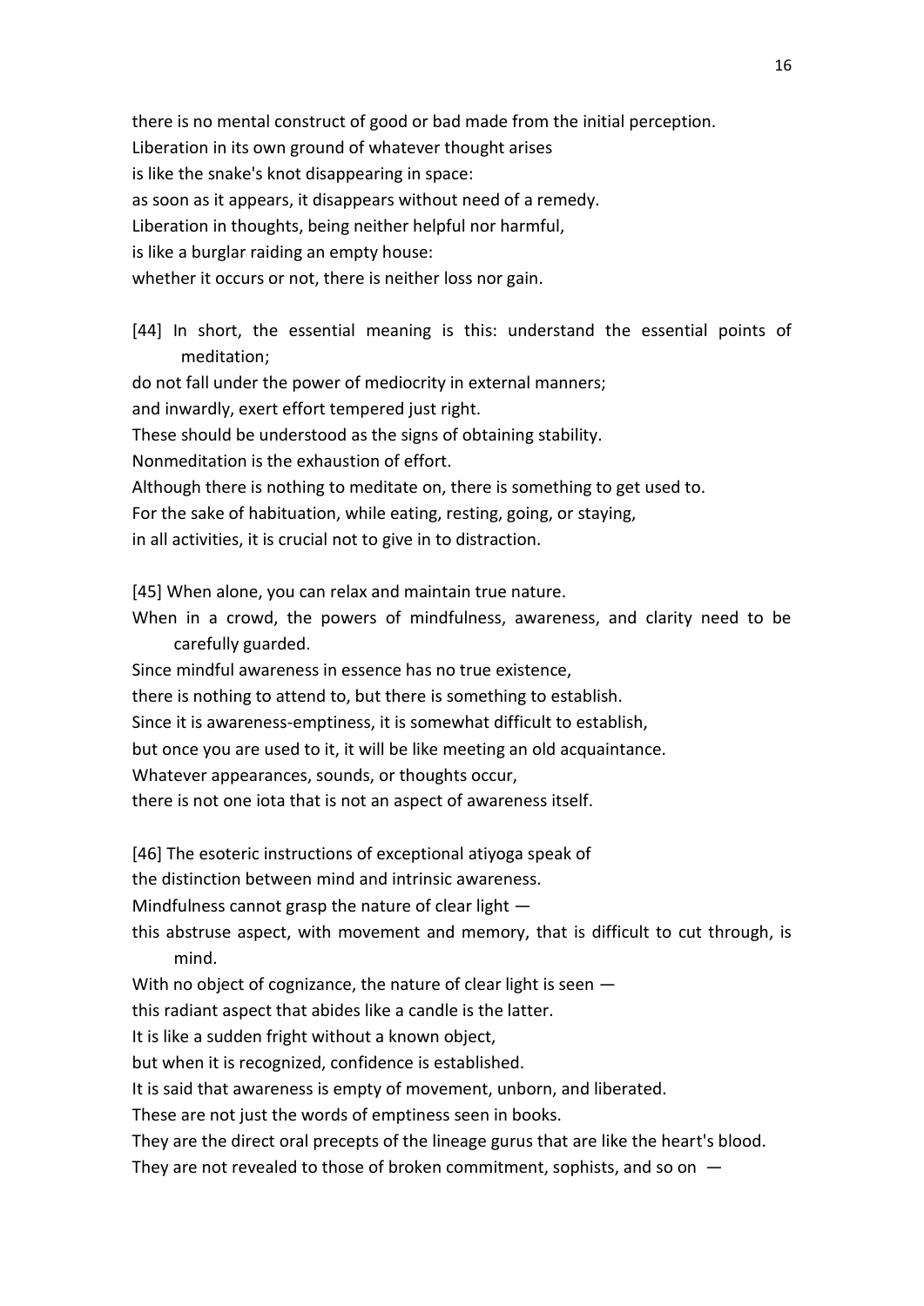there is no mental construct of good or bad made from the initial perception.
Liberation in its own ground of whatever thought arises
is like the snake's knot disappearing in space:
as soon as it appears, it disappears without need of a remedy.
Liberation in thoughts, being neither helpful nor harmful,
is like a burglar raiding an empty house:
whether it occurs or not, there is neither loss nor gain.

[44] In short, the essential meaning is this: understand the essential points of meditation;
do not fall under the power of mediocrity in external manners;
and inwardly, exert effort tempered just right.
These should be understood as the signs of obtaining stability.
Nonmeditation is the exhaustion of effort.
Although there is nothing to meditate on, there is something to get used to.
For the sake of habituation, while eating, resting, going, or staying,
in all activities, it is crucial not to give in to distraction.

[45] When alone, you can relax and maintain true nature.
When in a crowd, the powers of mindfulness, awareness, and clarity need to be carefully guarded.
Since mindful awareness in essence has no true existence,
there is nothing to attend to, but there is something to establish.
Since it is awareness-emptiness, it is somewhat difficult to establish,
but once you are used to it, it will be like meeting an old acquaintance.
Whatever appearances, sounds, or thoughts occur,
there is not one iota that is not an aspect of awareness itself.

[46] The esoteric instructions of exceptional atiyoga speak of
the distinction between mind and intrinsic awareness.
Mindfulness cannot grasp the nature of clear light —
this abstruse aspect, with movement and memory, that is difficult to cut through, is mind.
With no object of cognizance, the nature of clear light is seen —
this radiant aspect that abides like a candle is the latter.
It is like a sudden fright without a known object,
but when it is recognized, confidence is established.
It is said that awareness is empty of movement, unborn, and liberated.
These are not just the words of emptiness seen in books.
They are the direct oral precepts of the lineage gurus that are like the heart's blood.
They are not revealed to those of broken commitment, sophists, and so on —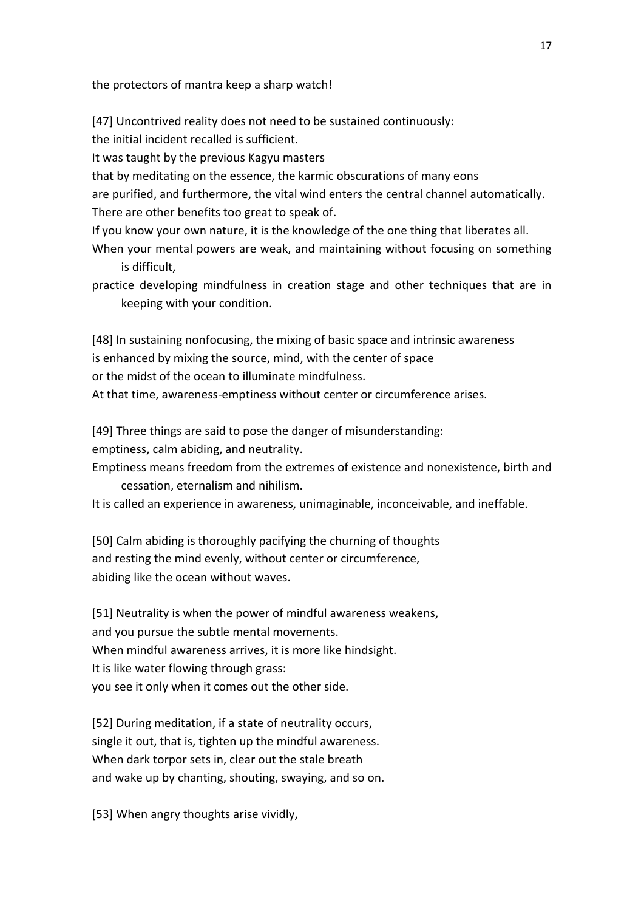the protectors of mantra keep a sharp watch!

[47] Uncontrived reality does not need to be sustained continuously:
the initial incident recalled is sufficient.
It was taught by the previous Kagyu masters
that by meditating on the essence, the karmic obscurations of many eons
are purified, and furthermore, the vital wind enters the central channel automatically.
There are other benefits too great to speak of.
If you know your own nature, it is the knowledge of the one thing that liberates all.
When your mental powers are weak, and maintaining without focusing on something is difficult,
practice developing mindfulness in creation stage and other techniques that are in keeping with your condition.

[48] In sustaining nonfocusing, the mixing of basic space and intrinsic awareness
is enhanced by mixing the source, mind, with the center of space
or the midst of the ocean to illuminate mindfulness.
At that time, awareness-emptiness without center or circumference arises.

[49] Three things are said to pose the danger of misunderstanding:
emptiness, calm abiding, and neutrality.
Emptiness means freedom from the extremes of existence and nonexistence, birth and cessation, eternalism and nihilism.
It is called an experience in awareness, unimaginable, inconceivable, and ineffable.

[50] Calm abiding is thoroughly pacifying the churning of thoughts
and resting the mind evenly, without center or circumference,
abiding like the ocean without waves.

[51] Neutrality is when the power of mindful awareness weakens,
and you pursue the subtle mental movements.
When mindful awareness arrives, it is more like hindsight.
It is like water flowing through grass:
you see it only when it comes out the other side.

[52] During meditation, if a state of neutrality occurs,
single it out, that is, tighten up the mindful awareness.
When dark torpor sets in, clear out the stale breath
and wake up by chanting, shouting, swaying, and so on.

[53] When angry thoughts arise vividly,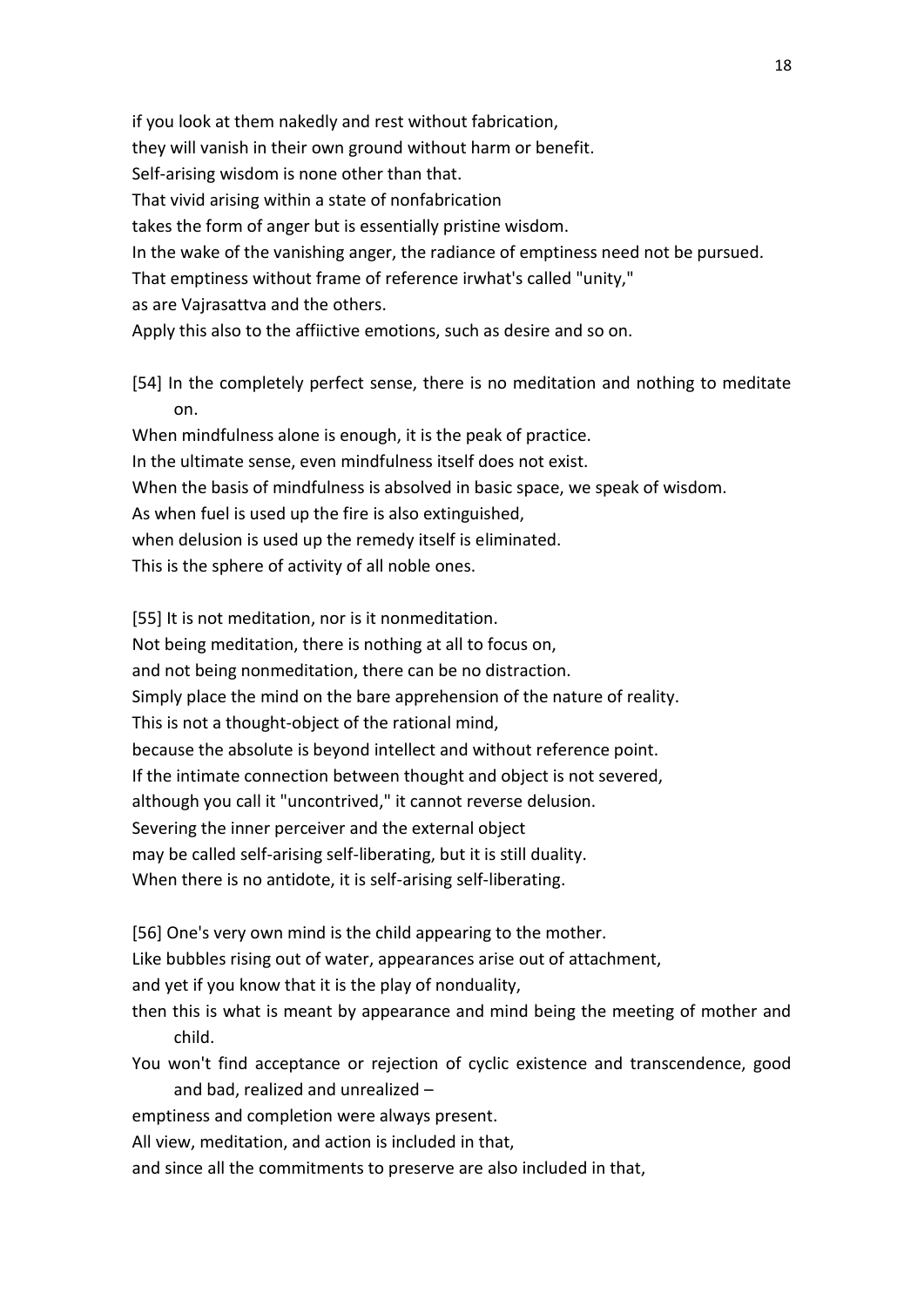if you look at them nakedly and rest without fabrication,
they will vanish in their own ground without harm or benefit.
Self-arising wisdom is none other than that.
That vivid arising within a state of nonfabrication
takes the form of anger but is essentially pristine wisdom.
In the wake of the vanishing anger, the radiance of emptiness need not be pursued.
That emptiness without frame of reference irwhat's called "unity,"
as are Vajrasattva and the others.
Apply this also to the affiictive emotions, such as desire and so on.

[54] In the completely perfect sense, there is no meditation and nothing to meditate on.
When mindfulness alone is enough, it is the peak of practice.
In the ultimate sense, even mindfulness itself does not exist.
When the basis of mindfulness is absolved in basic space, we speak of wisdom.
As when fuel is used up the fire is also extinguished,
when delusion is used up the remedy itself is eliminated.
This is the sphere of activity of all noble ones.

[55] It is not meditation, nor is it nonmeditation.
Not being meditation, there is nothing at all to focus on,
and not being nonmeditation, there can be no distraction.
Simply place the mind on the bare apprehension of the nature of reality.
This is not a thought-object of the rational mind,
because the absolute is beyond intellect and without reference point.
If the intimate connection between thought and object is not severed,
although you call it "uncontrived," it cannot reverse delusion.
Severing the inner perceiver and the external object
may be called self-arising self-liberating, but it is still duality.
When there is no antidote, it is self-arising self-liberating.

[56] One's very own mind is the child appearing to the mother.
Like bubbles rising out of water, appearances arise out of attachment,
and yet if you know that it is the play of nonduality,
then this is what is meant by appearance and mind being the meeting of mother and child.
You won't find acceptance or rejection of cyclic existence and transcendence, good and bad, realized and unrealized –
emptiness and completion were always present.
All view, meditation, and action is included in that,
and since all the commitments to preserve are also included in that,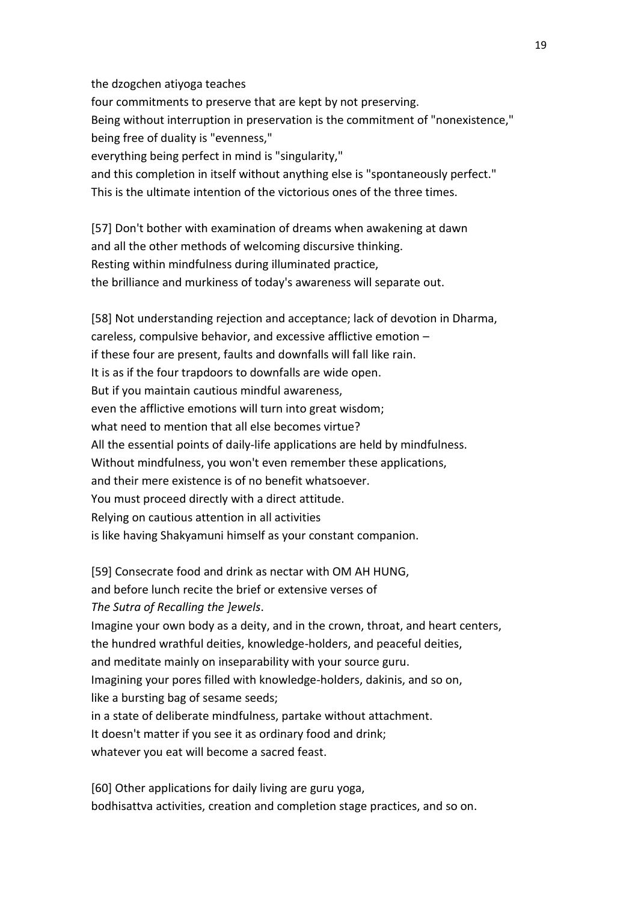the dzogchen atiyoga teaches
four commitments to preserve that are kept by not preserving.
Being without interruption in preservation is the commitment of "nonexistence,"
being free of duality is "evenness,"
everything being perfect in mind is "singularity,"
and this completion in itself without anything else is "spontaneously perfect."
This is the ultimate intention of the victorious ones of the three times.

[57] Don't bother with examination of dreams when awakening at dawn
and all the other methods of welcoming discursive thinking.
Resting within mindfulness during illuminated practice,
the brilliance and murkiness of today's awareness will separate out.

[58] Not understanding rejection and acceptance; lack of devotion in Dharma,
careless, compulsive behavior, and excessive afflictive emotion –
if these four are present, faults and downfalls will fall like rain.
It is as if the four trapdoors to downfalls are wide open.
But if you maintain cautious mindful awareness,
even the afflictive emotions will turn into great wisdom;
what need to mention that all else becomes virtue?
All the essential points of daily-life applications are held by mindfulness.
Without mindfulness, you won't even remember these applications,
and their mere existence is of no benefit whatsoever.
You must proceed directly with a direct attitude.
Relying on cautious attention in all activities
is like having Shakyamuni himself as your constant companion.

[59] Consecrate food and drink as nectar with OM AH HUNG,
and before lunch recite the brief or extensive verses of
*The Sutra of Recalling the ]ewels*.
Imagine your own body as a deity, and in the crown, throat, and heart centers,
the hundred wrathful deities, knowledge-holders, and peaceful deities,
and meditate mainly on inseparability with your source guru.
Imagining your pores filled with knowledge-holders, dakinis, and so on,
like a bursting bag of sesame seeds;
in a state of deliberate mindfulness, partake without attachment.
It doesn't matter if you see it as ordinary food and drink;
whatever you eat will become a sacred feast.

[60] Other applications for daily living are guru yoga,
bodhisattva activities, creation and completion stage practices, and so on.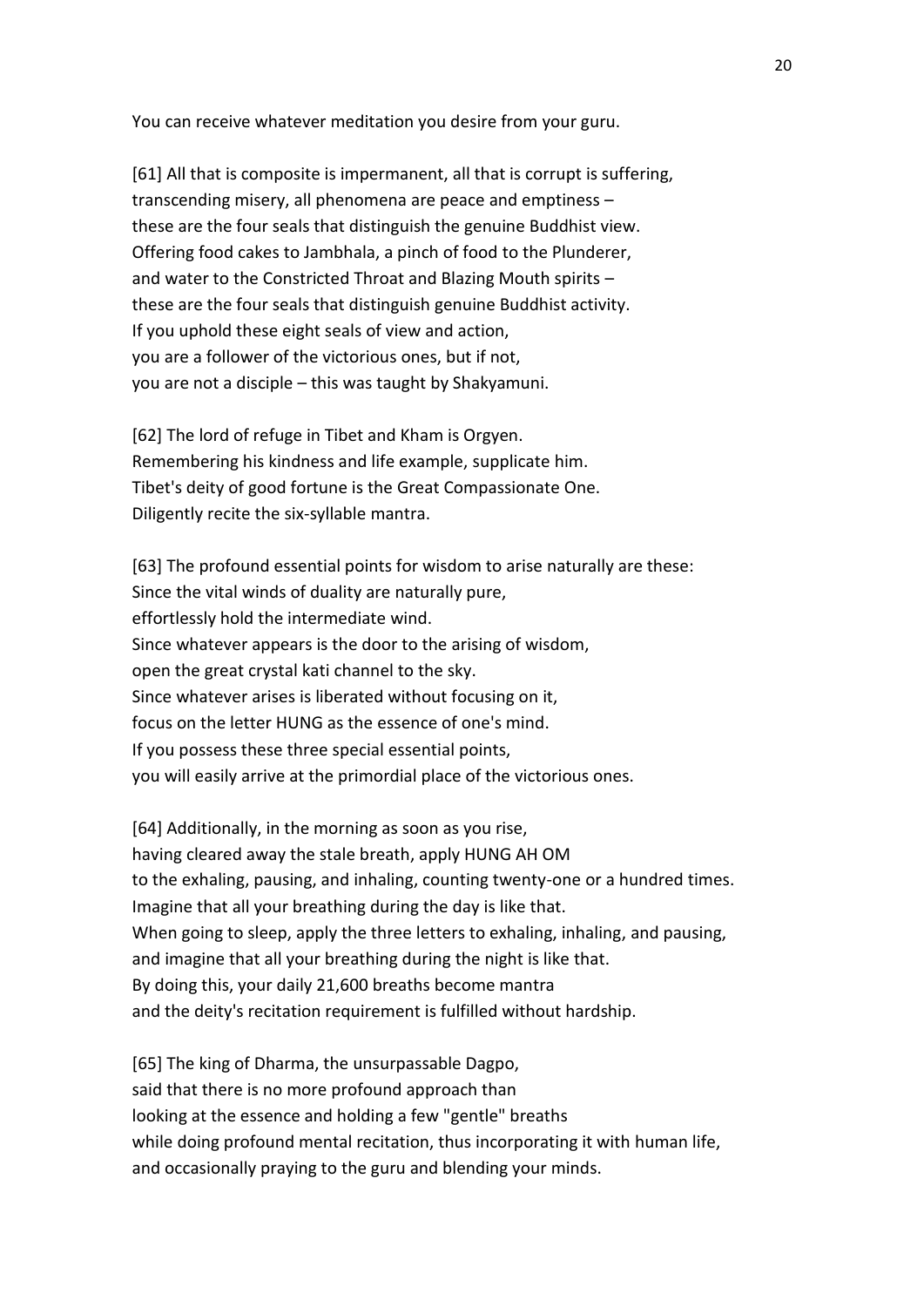You can receive whatever meditation you desire from your guru.

[61] All that is composite is impermanent, all that is corrupt is suffering,
transcending misery, all phenomena are peace and emptiness –
these are the four seals that distinguish the genuine Buddhist view.
Offering food cakes to Jambhala, a pinch of food to the Plunderer,
and water to the Constricted Throat and Blazing Mouth spirits –
these are the four seals that distinguish genuine Buddhist activity.
If you uphold these eight seals of view and action,
you are a follower of the victorious ones, but if not,
you are not a disciple – this was taught by Shakyamuni.

[62] The lord of refuge in Tibet and Kham is Orgyen.
Remembering his kindness and life example, supplicate him.
Tibet's deity of good fortune is the Great Compassionate One.
Diligently recite the six-syllable mantra.

[63] The profound essential points for wisdom to arise naturally are these:
Since the vital winds of duality are naturally pure,
effortlessly hold the intermediate wind.
Since whatever appears is the door to the arising of wisdom,
open the great crystal kati channel to the sky.
Since whatever arises is liberated without focusing on it,
focus on the letter HUNG as the essence of one's mind.
If you possess these three special essential points,
you will easily arrive at the primordial place of the victorious ones.

[64] Additionally, in the morning as soon as you rise,
having cleared away the stale breath, apply HUNG AH OM
to the exhaling, pausing, and inhaling, counting twenty-one or a hundred times.
Imagine that all your breathing during the day is like that.
When going to sleep, apply the three letters to exhaling, inhaling, and pausing,
and imagine that all your breathing during the night is like that.
By doing this, your daily 21,600 breaths become mantra
and the deity's recitation requirement is fulfilled without hardship.

[65] The king of Dharma, the unsurpassable Dagpo,
said that there is no more profound approach than
looking at the essence and holding a few "gentle" breaths
while doing profound mental recitation, thus incorporating it with human life,
and occasionally praying to the guru and blending your minds.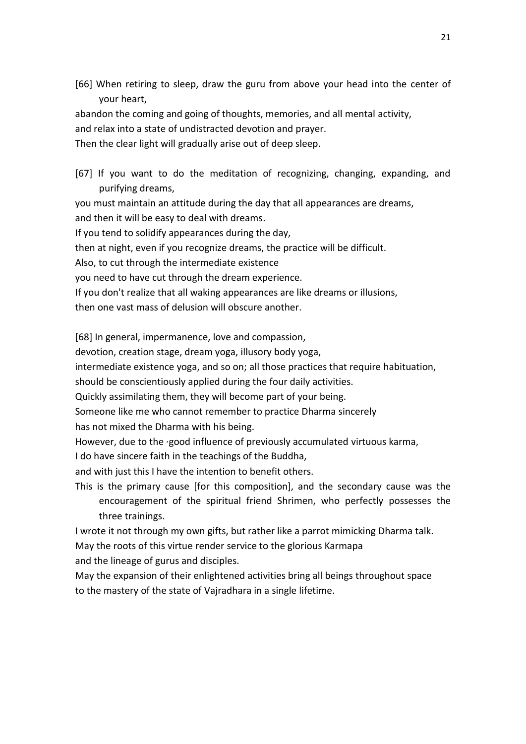[66] When retiring to sleep, draw the guru from above your head into the center of your heart,
abandon the coming and going of thoughts, memories, and all mental activity,
and relax into a state of undistracted devotion and prayer.
Then the clear light will gradually arise out of deep sleep.

[67] If you want to do the meditation of recognizing, changing, expanding, and purifying dreams,
you must maintain an attitude during the day that all appearances are dreams,
and then it will be easy to deal with dreams.
If you tend to solidify appearances during the day,
then at night, even if you recognize dreams, the practice will be difficult.
Also, to cut through the intermediate existence
you need to have cut through the dream experience.
If you don't realize that all waking appearances are like dreams or illusions,
then one vast mass of delusion will obscure another.

[68] In general, impermanence, love and compassion,
devotion, creation stage, dream yoga, illusory body yoga,
intermediate existence yoga, and so on; all those practices that require habituation,
should be conscientiously applied during the four daily activities.
Quickly assimilating them, they will become part of your being.
Someone like me who cannot remember to practice Dharma sincerely
has not mixed the Dharma with his being.
However, due to the ·good influence of previously accumulated virtuous karma,
I do have sincere faith in the teachings of the Buddha,
and with just this I have the intention to benefit others.
This is the primary cause [for this composition], and the secondary cause was the encouragement of the spiritual friend Shrimen, who perfectly possesses the three trainings.
I wrote it not through my own gifts, but rather like a parrot mimicking Dharma talk.
May the roots of this virtue render service to the glorious Karmapa
and the lineage of gurus and disciples.
May the expansion of their enlightened activities bring all beings throughout space
to the mastery of the state of Vajradhara in a single lifetime.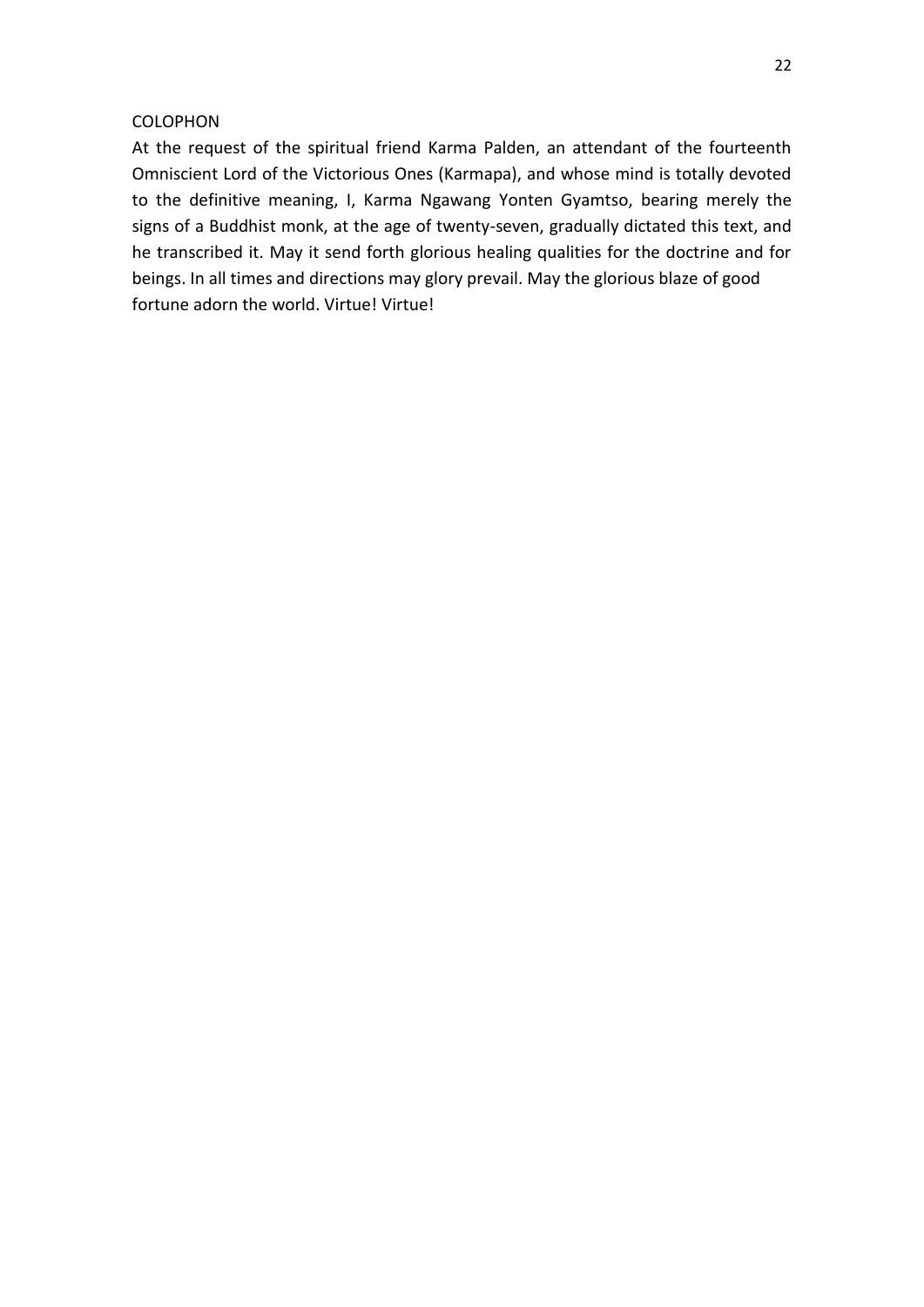## COLOPHON

At the request of the spiritual friend Karma Palden, an attendant of the fourteenth Omniscient Lord of the Victorious Ones (Karmapa), and whose mind is totally devoted to the definitive meaning, I, Karma Ngawang Yonten Gyamtso, bearing merely the signs of a Buddhist monk, at the age of twenty-seven, gradually dictated this text, and he transcribed it. May it send forth glorious healing qualities for the doctrine and for beings. In all times and directions may glory prevail. May the glorious blaze of good fortune adorn the world. Virtue! Virtue!